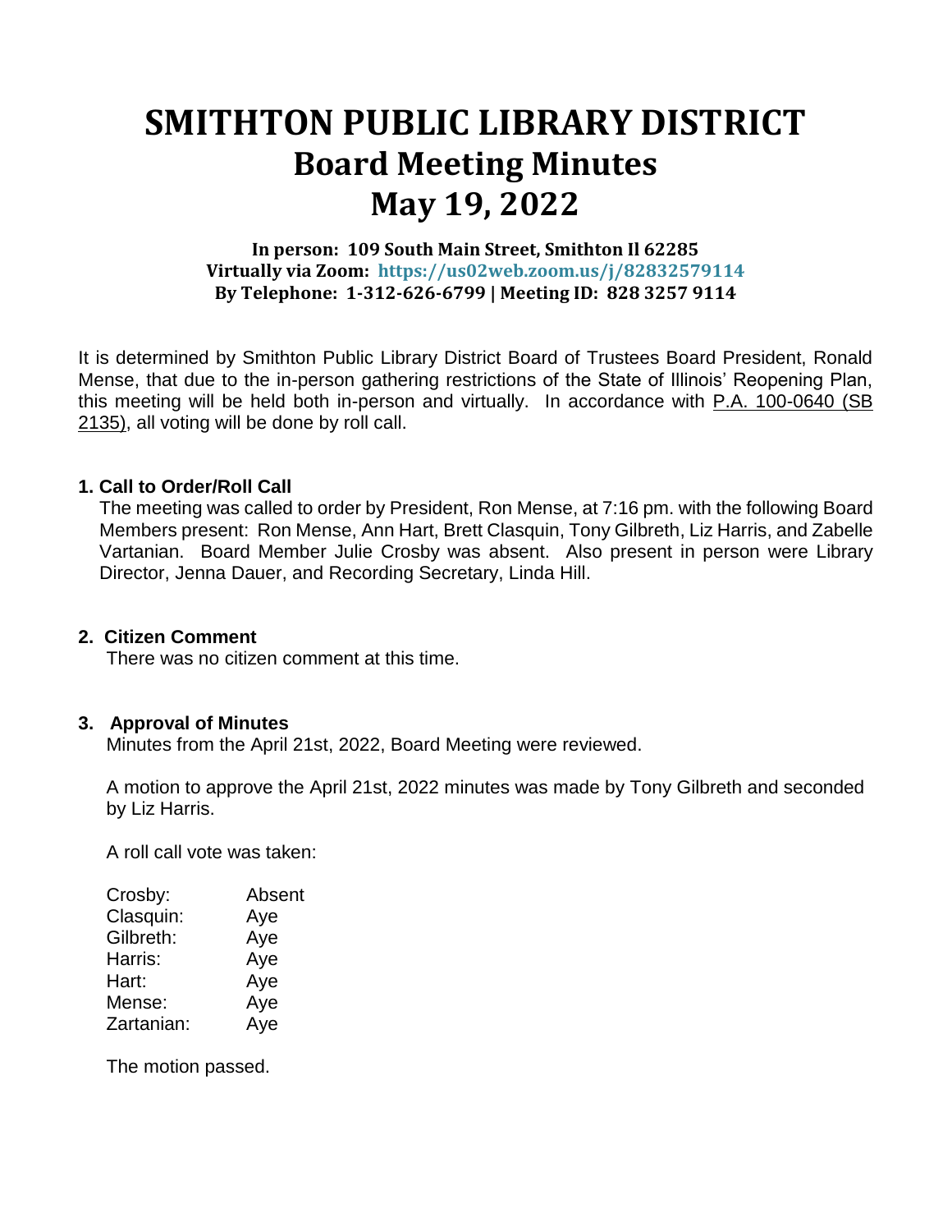# SMITHTON PUBLIC LIBRARY DISTRICT
## Board Meeting Minutes
## May 19, 2022

**In person: 109 South Main Street, Smithton Il 62285**
**Virtually via Zoom: https://us02web.zoom.us/j/82832579114**
**By Telephone: 1-312-626-6799 | Meeting ID: 828 3257 9114**

It is determined by Smithton Public Library District Board of Trustees Board President, Ronald Mense, that due to the in-person gathering restrictions of the State of Illinois' Reopening Plan, this meeting will be held both in-person and virtually. In accordance with P.A. 100-0640 (SB 2135), all voting will be done by roll call.

**1. Call to Order/Roll Call**

The meeting was called to order by President, Ron Mense, at 7:16 pm. with the following Board Members present: Ron Mense, Ann Hart, Brett Clasquin, Tony Gilbreth, Liz Harris, and Zabelle Vartanian. Board Member Julie Crosby was absent. Also present in person were Library Director, Jenna Dauer, and Recording Secretary, Linda Hill.

**2. Citizen Comment**

There was no citizen comment at this time.

**3. Approval of Minutes**

Minutes from the April 21st, 2022, Board Meeting were reviewed.

A motion to approve the April 21st, 2022 minutes was made by Tony Gilbreth and seconded by Liz Harris.

A roll call vote was taken:

Crosby: Absent
Clasquin: Aye
Gilbreth: Aye
Harris: Aye
Hart: Aye
Mense: Aye
Zartanian: Aye

The motion passed.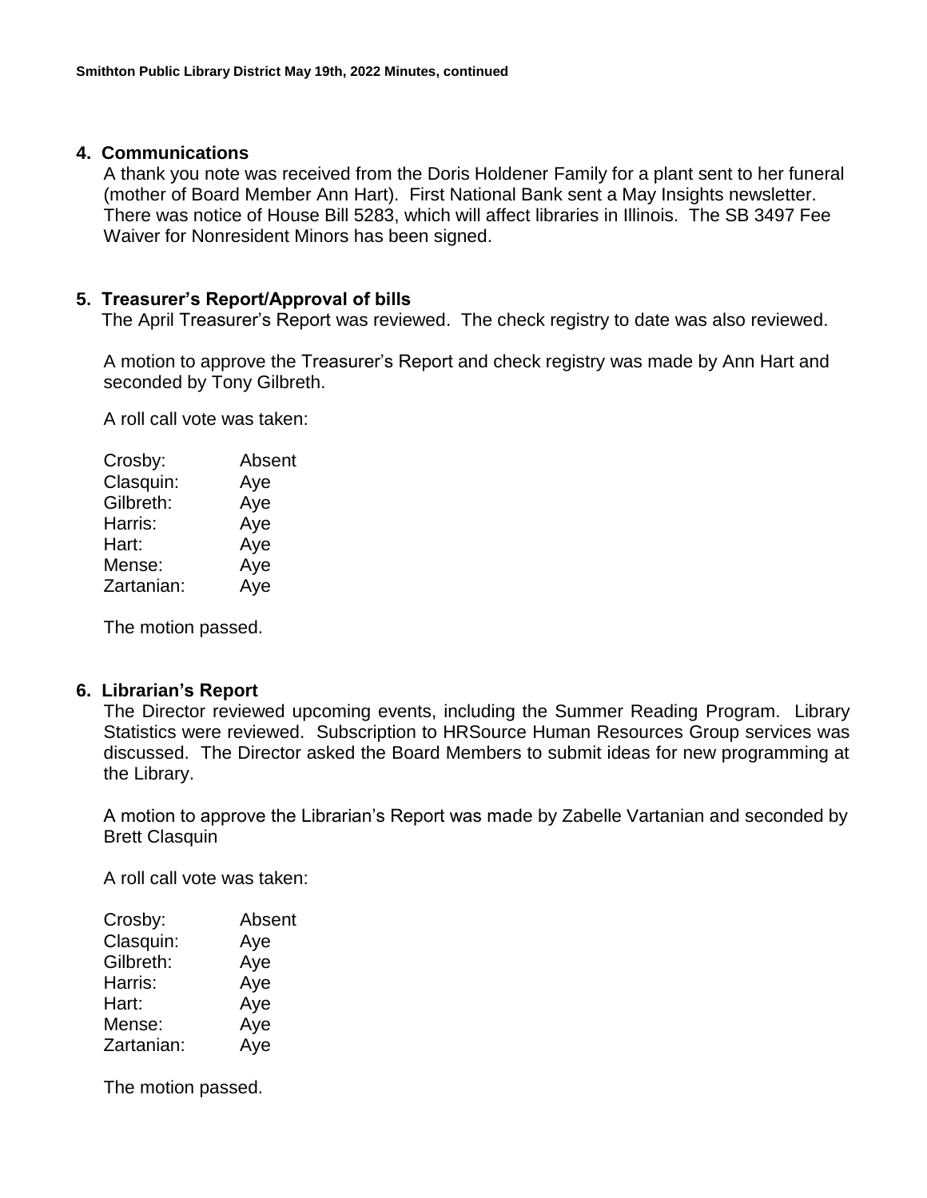## 4. Communications

A thank you note was received from the Doris Holdener Family for a plant sent to her funeral (mother of Board Member Ann Hart). First National Bank sent a May Insights newsletter. There was notice of House Bill 5283, which will affect libraries in Illinois. The SB 3497 Fee Waiver for Nonresident Minors has been signed.

## 5. Treasurer's Report/Approval of bills

The April Treasurer's Report was reviewed. The check registry to date was also reviewed.

A motion to approve the Treasurer's Report and check registry was made by Ann Hart and seconded by Tony Gilbreth.

A roll call vote was taken:

Crosby: Absent
Clasquin: Aye
Gilbreth: Aye
Harris: Aye
Hart: Aye
Mense: Aye
Zartanian: Aye

The motion passed.

## 6. Librarian's Report

The Director reviewed upcoming events, including the Summer Reading Program. Library Statistics were reviewed. Subscription to HRSource Human Resources Group services was discussed. The Director asked the Board Members to submit ideas for new programming at the Library.

A motion to approve the Librarian's Report was made by Zabelle Vartanian and seconded by Brett Clasquin

A roll call vote was taken:

Crosby: Absent
Clasquin: Aye
Gilbreth: Aye
Harris: Aye
Hart: Aye
Mense: Aye
Zartanian: Aye

The motion passed.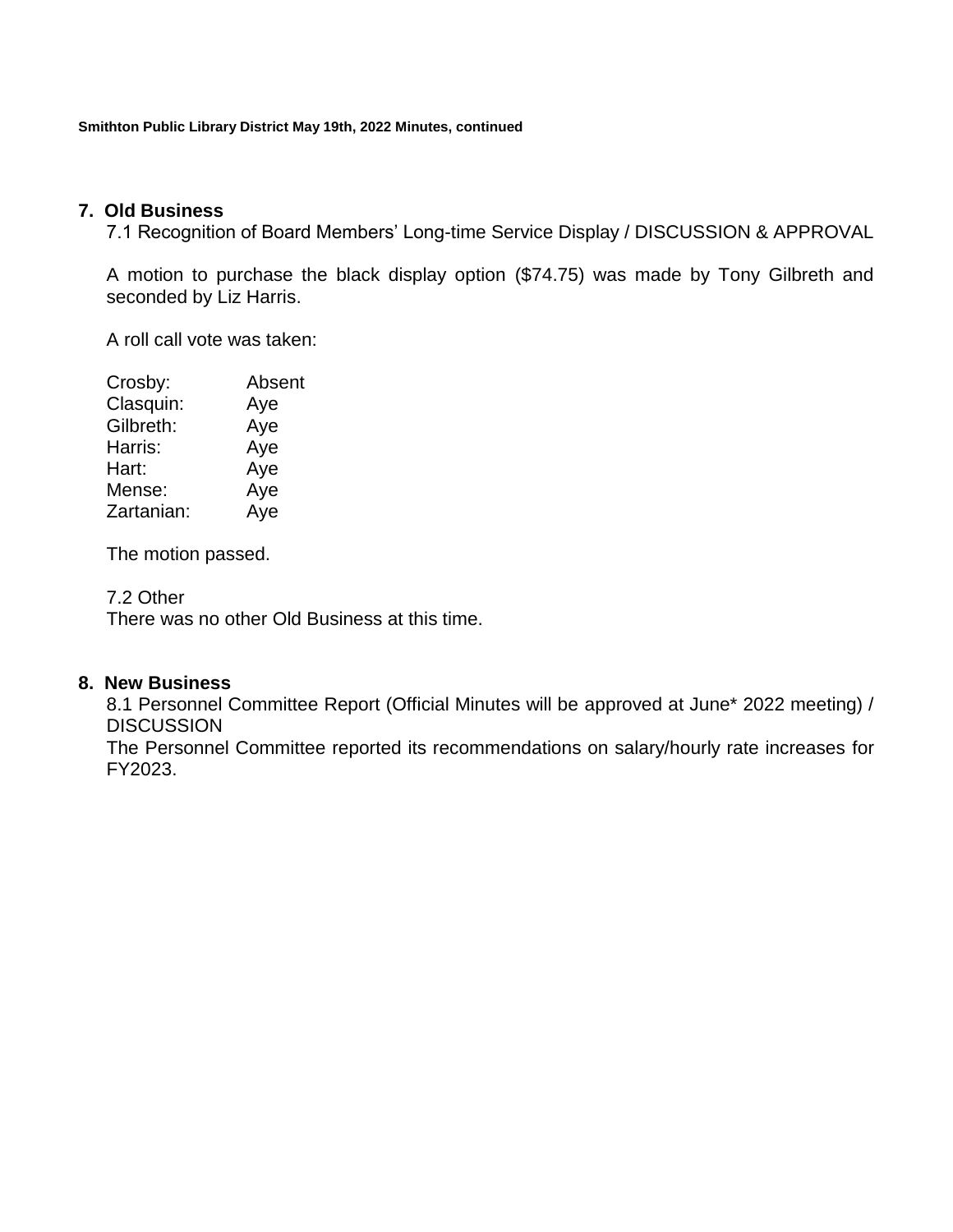## 7. Old Business

7.1 Recognition of Board Members' Long-time Service Display / DISCUSSION & APPROVAL

A motion to purchase the black display option ($74.75) was made by Tony Gilbreth and seconded by Liz Harris.

A roll call vote was taken:

| | |
|---|---|
| Crosby: | Absent |
| Clasquin: | Aye |
| Gilbreth: | Aye |
| Harris: | Aye |
| Hart: | Aye |
| Mense: | Aye |
| Zartanian: | Aye |

The motion passed.

7.2 Other
There was no other Old Business at this time.

## 8. New Business

8.1 Personnel Committee Report (Official Minutes will be approved at June* 2022 meeting) / DISCUSSION
The Personnel Committee reported its recommendations on salary/hourly rate increases for FY2023.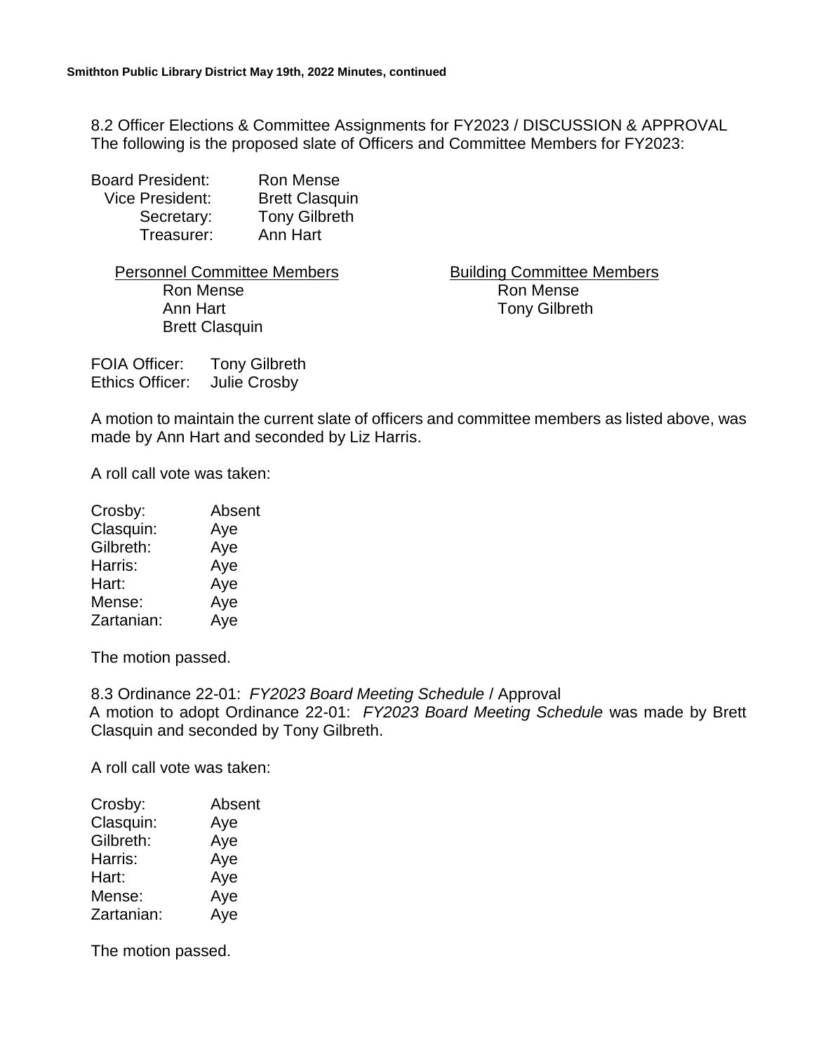8.2 Officer Elections & Committee Assignments for FY2023 / DISCUSSION & APPROVAL
The following is the proposed slate of Officers and Committee Members for FY2023:

| | |
|---|---|
| Board President: | Ron Mense |
| Vice President: | Brett Clasquin |
| Secretary: | Tony Gilbreth |
| Treasurer: | Ann Hart |

| Personnel Committee Members | Building Committee Members |
|---|---|
| Ron Mense | Ron Mense |
| Ann Hart | Tony Gilbreth |
| Brett Clasquin | |

FOIA Officer: Tony Gilbreth
Ethics Officer: Julie Crosby

A motion to maintain the current slate of officers and committee members as listed above, was made by Ann Hart and seconded by Liz Harris.

A roll call vote was taken:

| | |
|---|---|
| Crosby: | Absent |
| Clasquin: | Aye |
| Gilbreth: | Aye |
| Harris: | Aye |
| Hart: | Aye |
| Mense: | Aye |
| Zartanian: | Aye |

The motion passed.

8.3 Ordinance 22-01: *FY2023 Board Meeting Schedule* / Approval
A motion to adopt Ordinance 22-01: *FY2023 Board Meeting Schedule* was made by Brett Clasquin and seconded by Tony Gilbreth.

A roll call vote was taken:

| | |
|---|---|
| Crosby: | Absent |
| Clasquin: | Aye |
| Gilbreth: | Aye |
| Harris: | Aye |
| Hart: | Aye |
| Mense: | Aye |
| Zartanian: | Aye |

The motion passed.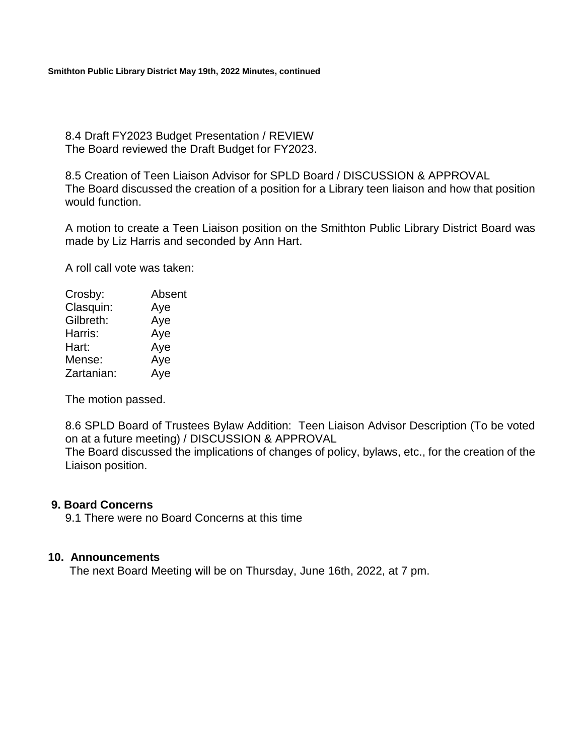8.4 Draft FY2023 Budget Presentation / REVIEW
The Board reviewed the Draft Budget for FY2023.

8.5 Creation of Teen Liaison Advisor for SPLD Board / DISCUSSION & APPROVAL
The Board discussed the creation of a position for a Library teen liaison and how that position would function.

A motion to create a Teen Liaison position on the Smithton Public Library District Board was made by Liz Harris and seconded by Ann Hart.

A roll call vote was taken:

| | |
|---|---|
| Crosby: | Absent |
| Clasquin: | Aye |
| Gilbreth: | Aye |
| Harris: | Aye |
| Hart: | Aye |
| Mense: | Aye |
| Zartanian: | Aye |

The motion passed.

8.6 SPLD Board of Trustees Bylaw Addition: Teen Liaison Advisor Description (To be voted on at a future meeting) / DISCUSSION & APPROVAL
The Board discussed the implications of changes of policy, bylaws, etc., for the creation of the Liaison position.

## 9. Board Concerns

9.1 There were no Board Concerns at this time

## 10. Announcements

The next Board Meeting will be on Thursday, June 16th, 2022, at 7 pm.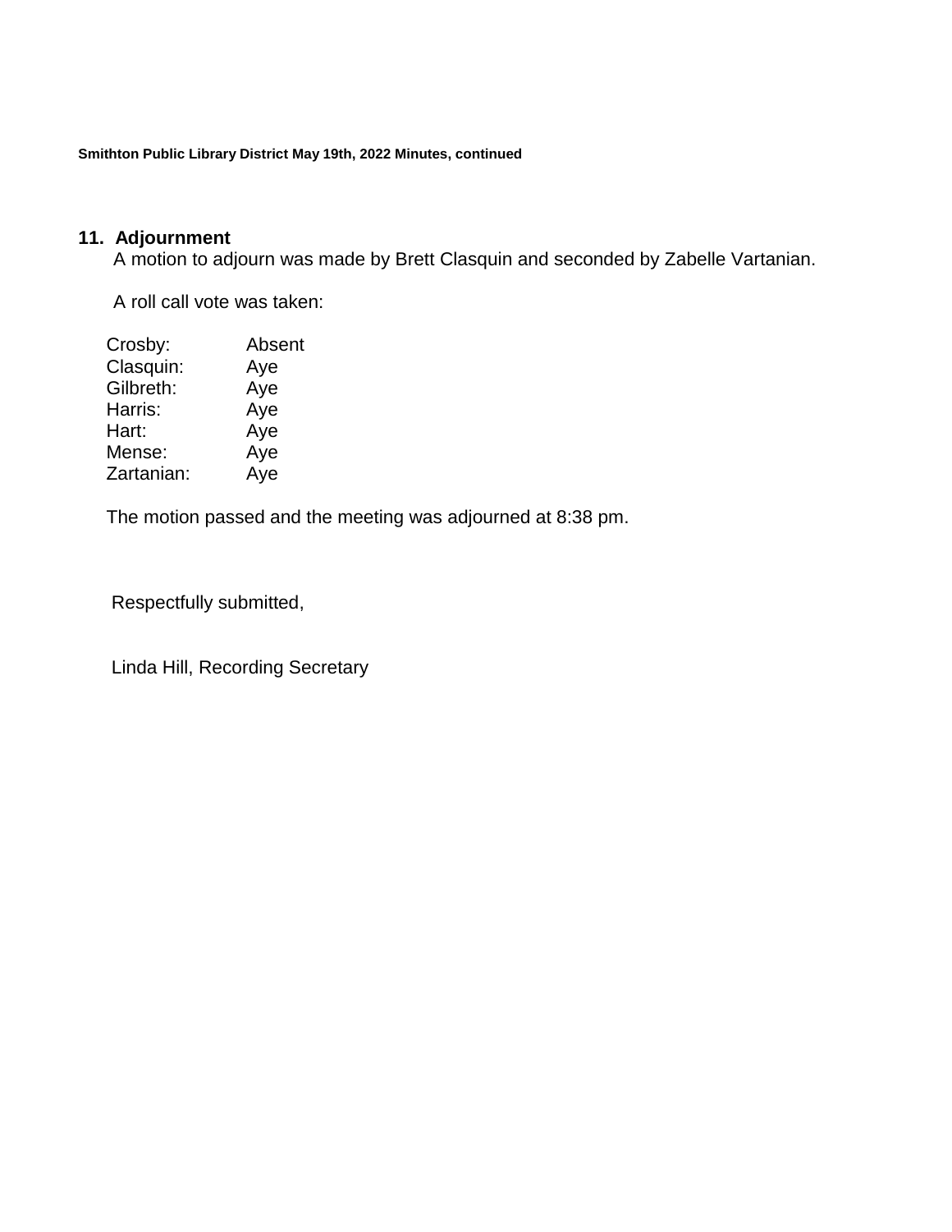## 11. Adjournment

A motion to adjourn was made by Brett Clasquin and seconded by Zabelle Vartanian.

A roll call vote was taken:

| | |
|---|---|
| Crosby: | Absent |
| Clasquin: | Aye |
| Gilbreth: | Aye |
| Harris: | Aye |
| Hart: | Aye |
| Mense: | Aye |
| Zartanian: | Aye |

The motion passed and the meeting was adjourned at 8:38 pm.

Respectfully submitted,

Linda Hill, Recording Secretary